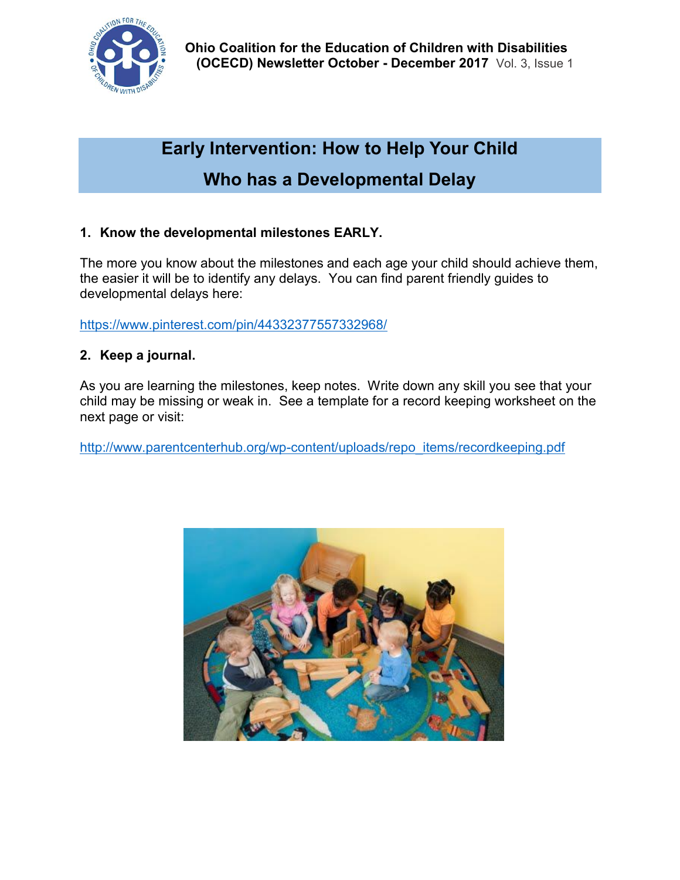**Ohio Coalition for the Education of Children with Disabilities (OCECD) Newsletter October - December 2017** Vol. 3, Issue 1

# Early Intervention: How to Help Your Child Who has a Developmental Delay

**1. Know the developmental milestones EARLY.**

The more you know about the milestones and each age your child should achieve them, the easier it will be to identify any delays. You can find parent friendly guides to developmental delays here:

https://www.pinterest.com/pin/443323775573329​68/

**2. Keep a journal.**

As you are learning the milestones, keep notes. Write down any skill you see that your child may be missing or weak in. See a template for a record keeping worksheet on the next page or visit:

http://www.parentcenterhub.org/wp-content/uploads/repo_items/recordkeeping.pdf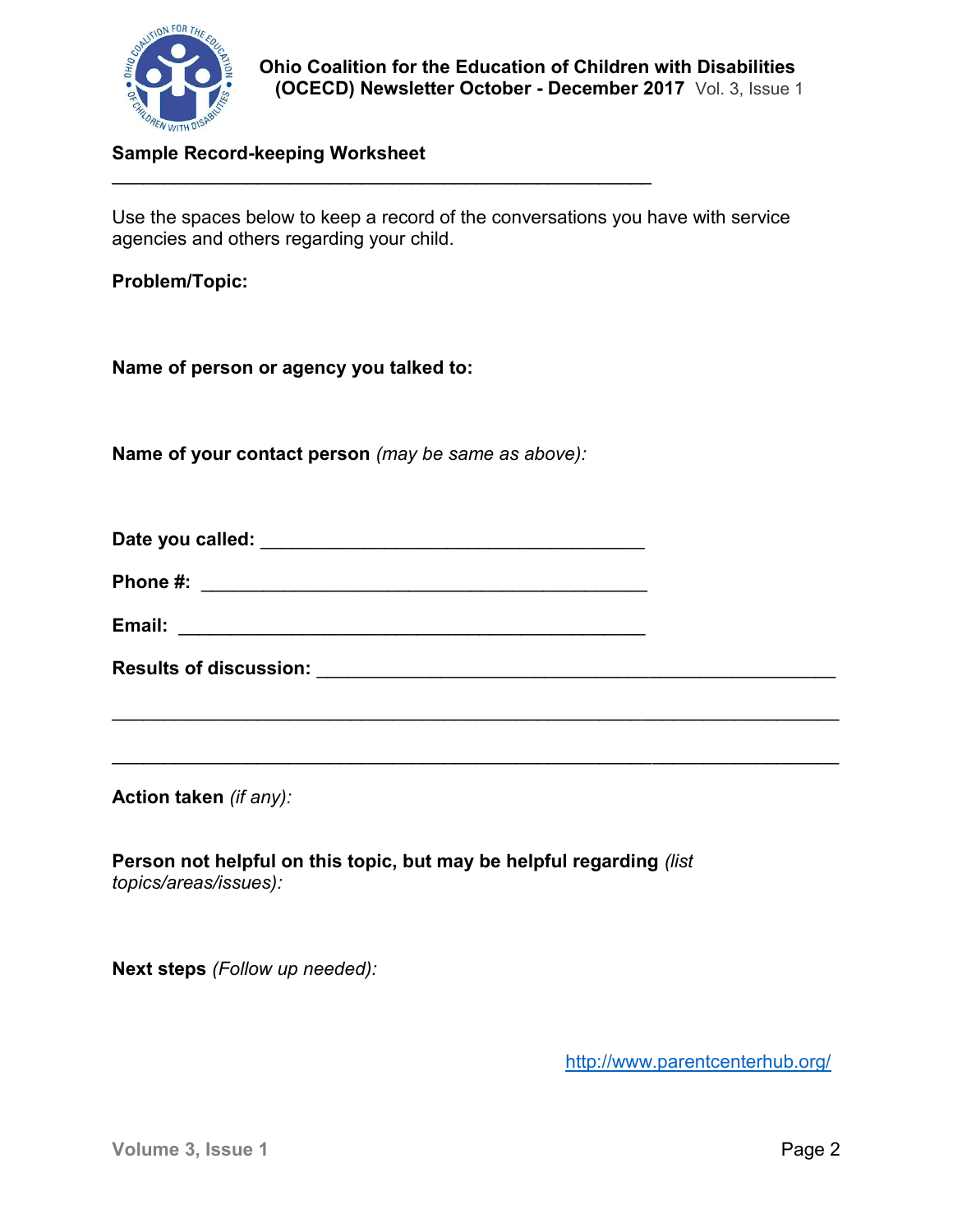## Sample Record-keeping Worksheet

Use the spaces below to keep a record of the conversations you have with service agencies and others regarding your child.

**Problem/Topic:**

**Name of person or agency you talked to:**

**Name of your contact person** *(may be same as above):*

**Date you called:** ______________________________________

**Phone #:** ____________________________________________

**Email:** ______________________________________________

**Results of discussion:** ____________________________________________________

__________________________________________________________________________

__________________________________________________________________________

**Action taken** *(if any):*

**Person not helpful on this topic, but may be helpful regarding** *(list topics/areas/issues):*

**Next steps** *(Follow up needed):*

http://www.parentcenterhub.org/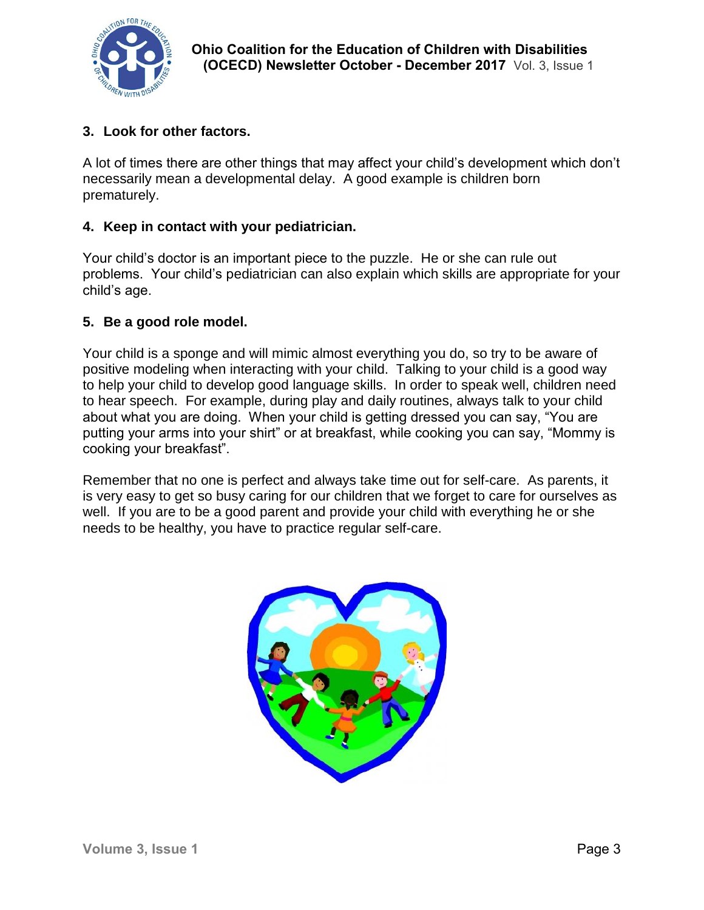### 3. Look for other factors.

A lot of times there are other things that may affect your child's development which don't necessarily mean a developmental delay. A good example is children born prematurely.

### 4. Keep in contact with your pediatrician.

Your child's doctor is an important piece to the puzzle. He or she can rule out problems. Your child's pediatrician can also explain which skills are appropriate for your child's age.

### 5. Be a good role model.

Your child is a sponge and will mimic almost everything you do, so try to be aware of positive modeling when interacting with your child. Talking to your child is a good way to help your child to develop good language skills. In order to speak well, children need to hear speech. For example, during play and daily routines, always talk to your child about what you are doing. When your child is getting dressed you can say, "You are putting your arms into your shirt" or at breakfast, while cooking you can say, "Mommy is cooking your breakfast".

Remember that no one is perfect and always take time out for self-care. As parents, it is very easy to get so busy caring for our children that we forget to care for ourselves as well. If you are to be a good parent and provide your child with everything he or she needs to be healthy, you have to practice regular self-care.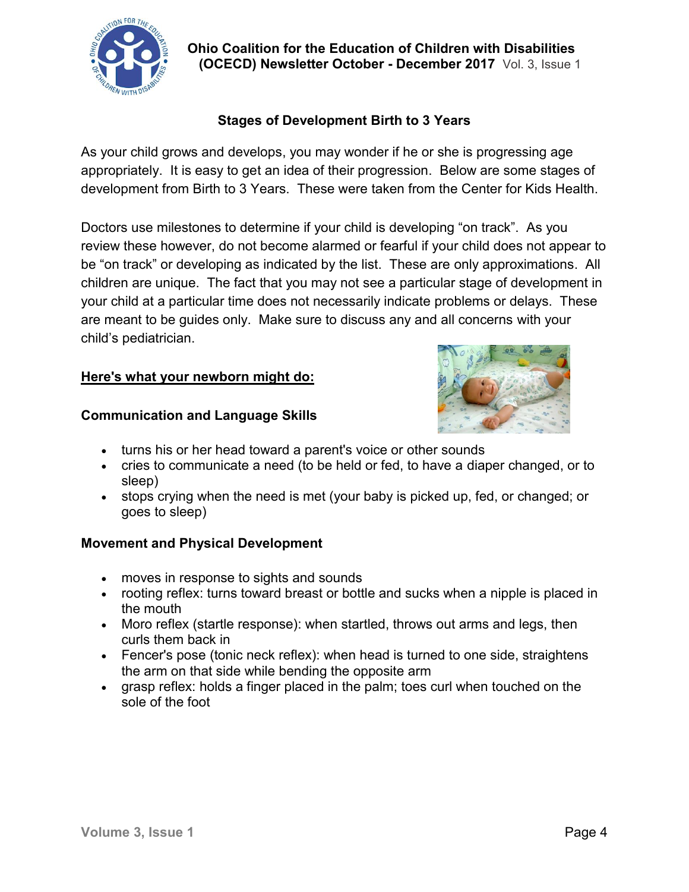# Stages of Development Birth to 3 Years

As your child grows and develops, you may wonder if he or she is progressing age appropriately. It is easy to get an idea of their progression. Below are some stages of development from Birth to 3 Years. These were taken from the Center for Kids Health.

Doctors use milestones to determine if your child is developing "on track". As you review these however, do not become alarmed or fearful if your child does not appear to be "on track" or developing as indicated by the list. These are only approximations. All children are unique. The fact that you may not see a particular stage of development in your child at a particular time does not necessarily indicate problems or delays. These are meant to be guides only. Make sure to discuss any and all concerns with your child's pediatrician.

## Here's what your newborn might do:

### Communication and Language Skills

- turns his or her head toward a parent's voice or other sounds
- cries to communicate a need (to be held or fed, to have a diaper changed, or to sleep)
- stops crying when the need is met (your baby is picked up, fed, or changed; or goes to sleep)

### Movement and Physical Development

- moves in response to sights and sounds
- rooting reflex: turns toward breast or bottle and sucks when a nipple is placed in the mouth
- Moro reflex (startle response): when startled, throws out arms and legs, then curls them back in
- Fencer's pose (tonic neck reflex): when head is turned to one side, straightens the arm on that side while bending the opposite arm
- grasp reflex: holds a finger placed in the palm; toes curl when touched on the sole of the foot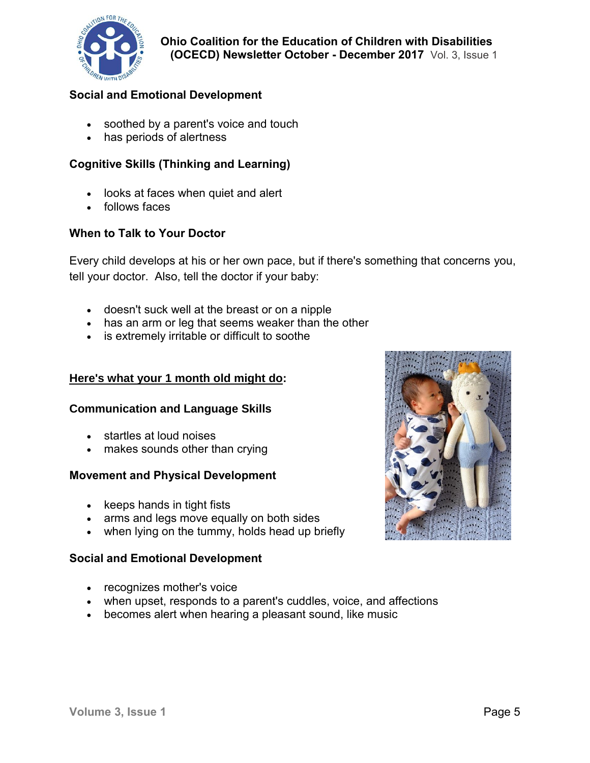### Social and Emotional Development

- soothed by a parent's voice and touch
- has periods of alertness

### Cognitive Skills (Thinking and Learning)

- looks at faces when quiet and alert
- follows faces

### When to Talk to Your Doctor

Every child develops at his or her own pace, but if there's something that concerns you, tell your doctor. Also, tell the doctor if your baby:

- doesn't suck well at the breast or on a nipple
- has an arm or leg that seems weaker than the other
- is extremely irritable or difficult to soothe

## Here's what your 1 month old might do:

### Communication and Language Skills

- startles at loud noises
- makes sounds other than crying

### Movement and Physical Development

- keeps hands in tight fists
- arms and legs move equally on both sides
- when lying on the tummy, holds head up briefly

### Social and Emotional Development

- recognizes mother's voice
- when upset, responds to a parent's cuddles, voice, and affections
- becomes alert when hearing a pleasant sound, like music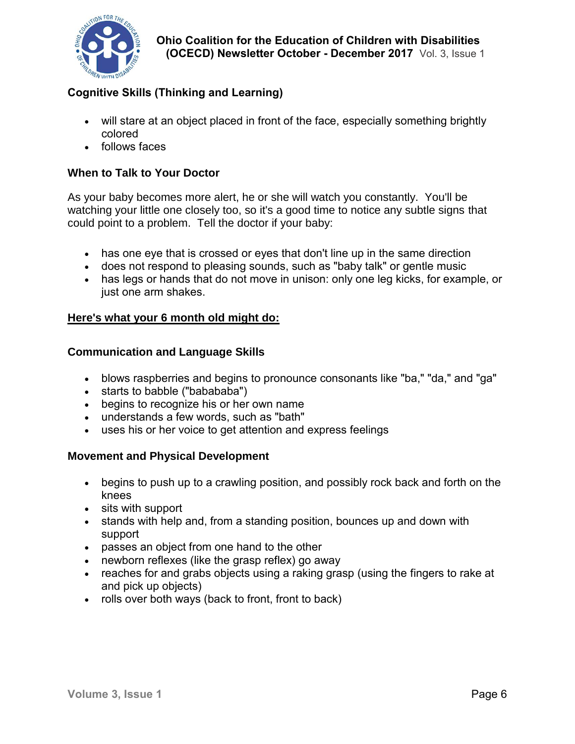### Cognitive Skills (Thinking and Learning)

- will stare at an object placed in front of the face, especially something brightly colored
- follows faces

### When to Talk to Your Doctor

As your baby becomes more alert, he or she will watch you constantly. You'll be watching your little one closely too, so it's a good time to notice any subtle signs that could point to a problem. Tell the doctor if your baby:

- has one eye that is crossed or eyes that don't line up in the same direction
- does not respond to pleasing sounds, such as "baby talk" or gentle music
- has legs or hands that do not move in unison: only one leg kicks, for example, or just one arm shakes.

## <u>Here's what your 6 month old might do:</u>

### Communication and Language Skills

- blows raspberries and begins to pronounce consonants like "ba," "da," and "ga"
- starts to babble ("babababa")
- begins to recognize his or her own name
- understands a few words, such as "bath"
- uses his or her voice to get attention and express feelings

### Movement and Physical Development

- begins to push up to a crawling position, and possibly rock back and forth on the knees
- sits with support
- stands with help and, from a standing position, bounces up and down with support
- passes an object from one hand to the other
- newborn reflexes (like the grasp reflex) go away
- reaches for and grabs objects using a raking grasp (using the fingers to rake at and pick up objects)
- rolls over both ways (back to front, front to back)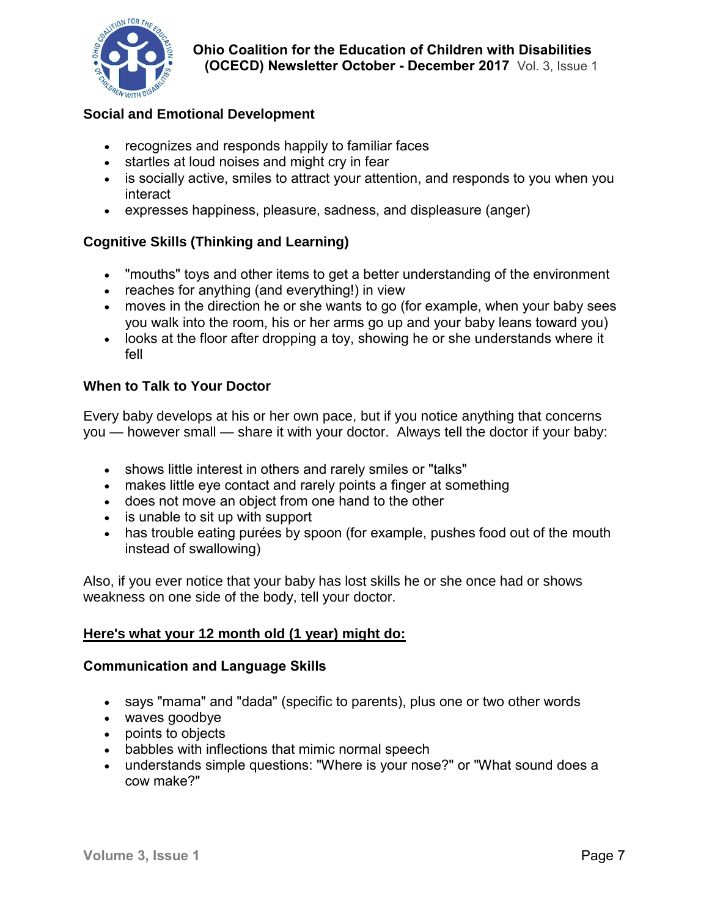### Social and Emotional Development

- recognizes and responds happily to familiar faces
- startles at loud noises and might cry in fear
- is socially active, smiles to attract your attention, and responds to you when you interact
- expresses happiness, pleasure, sadness, and displeasure (anger)

### Cognitive Skills (Thinking and Learning)

- "mouths" toys and other items to get a better understanding of the environment
- reaches for anything (and everything!) in view
- moves in the direction he or she wants to go (for example, when your baby sees you walk into the room, his or her arms go up and your baby leans toward you)
- looks at the floor after dropping a toy, showing he or she understands where it fell

### When to Talk to Your Doctor

Every baby develops at his or her own pace, but if you notice anything that concerns you — however small — share it with your doctor. Always tell the doctor if your baby:

- shows little interest in others and rarely smiles or "talks"
- makes little eye contact and rarely points a finger at something
- does not move an object from one hand to the other
- is unable to sit up with support
- has trouble eating purées by spoon (for example, pushes food out of the mouth instead of swallowing)

Also, if you ever notice that your baby has lost skills he or she once had or shows weakness on one side of the body, tell your doctor.

## Here's what your 12 month old (1 year) might do:

### Communication and Language Skills

- says "mama" and "dada" (specific to parents), plus one or two other words
- waves goodbye
- points to objects
- babbles with inflections that mimic normal speech
- understands simple questions: "Where is your nose?" or "What sound does a cow make?"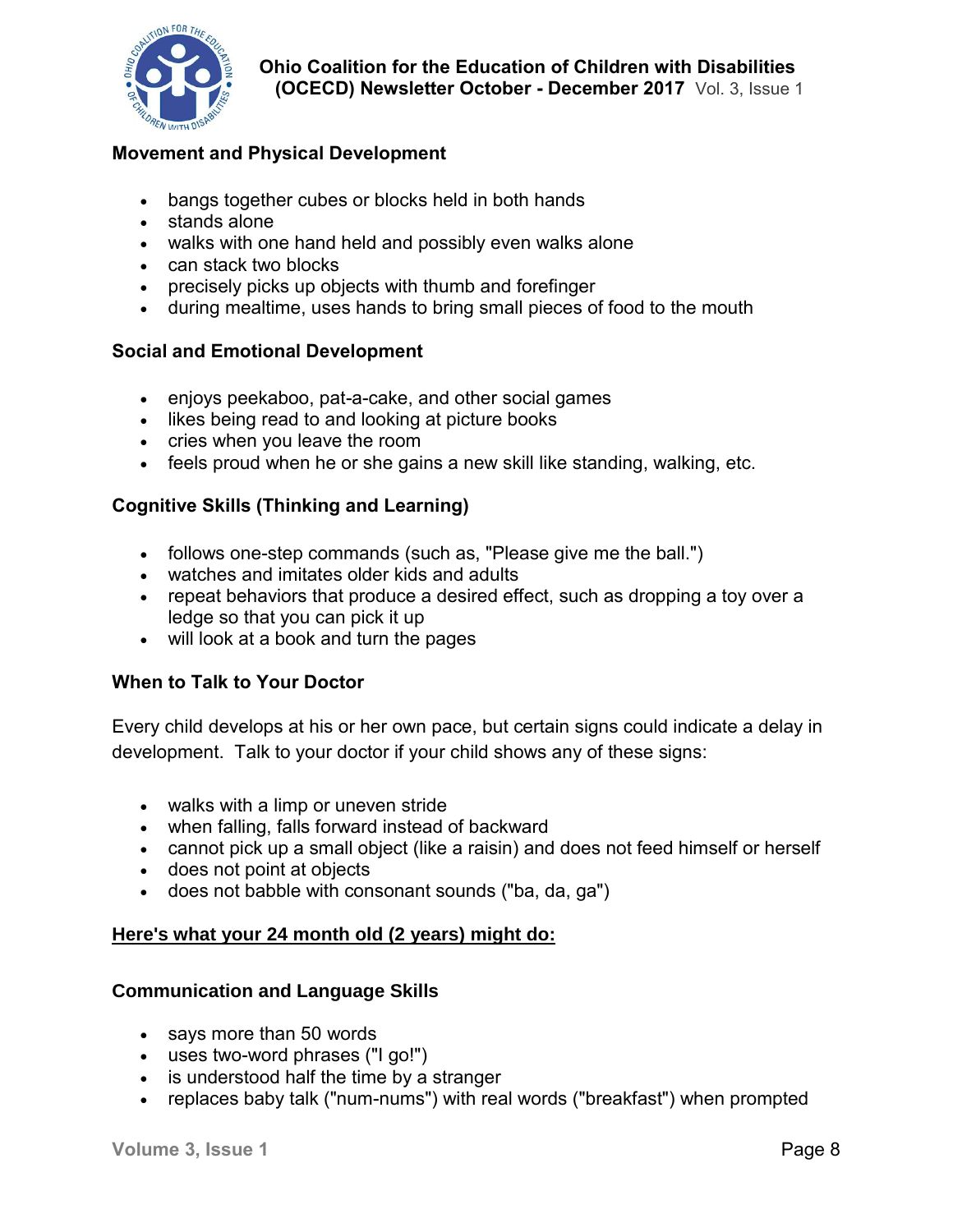### Movement and Physical Development

- bangs together cubes or blocks held in both hands
- stands alone
- walks with one hand held and possibly even walks alone
- can stack two blocks
- precisely picks up objects with thumb and forefinger
- during mealtime, uses hands to bring small pieces of food to the mouth

### Social and Emotional Development

- enjoys peekaboo, pat-a-cake, and other social games
- likes being read to and looking at picture books
- cries when you leave the room
- feels proud when he or she gains a new skill like standing, walking, etc.

### Cognitive Skills (Thinking and Learning)

- follows one-step commands (such as, "Please give me the ball.")
- watches and imitates older kids and adults
- repeat behaviors that produce a desired effect, such as dropping a toy over a ledge so that you can pick it up
- will look at a book and turn the pages

### When to Talk to Your Doctor

Every child develops at his or her own pace, but certain signs could indicate a delay in development. Talk to your doctor if your child shows any of these signs:

- walks with a limp or uneven stride
- when falling, falls forward instead of backward
- cannot pick up a small object (like a raisin) and does not feed himself or herself
- does not point at objects
- does not babble with consonant sounds ("ba, da, ga")

## Here's what your 24 month old (2 years) might do:

### Communication and Language Skills

- says more than 50 words
- uses two-word phrases ("I go!")
- is understood half the time by a stranger
- replaces baby talk ("num-nums") with real words ("breakfast") when prompted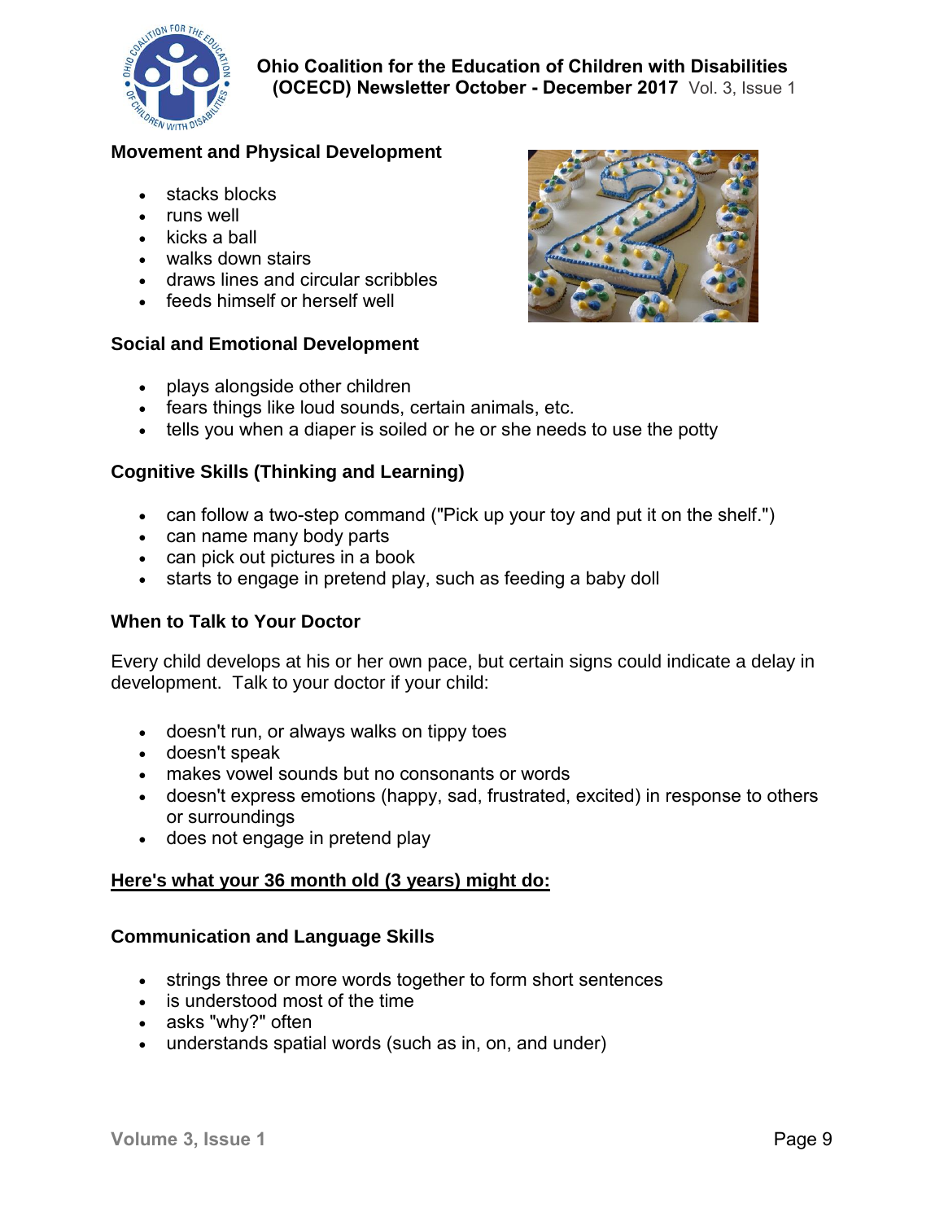### Movement and Physical Development

- stacks blocks
- runs well
- kicks a ball
- walks down stairs
- draws lines and circular scribbles
- feeds himself or herself well

### Social and Emotional Development

- plays alongside other children
- fears things like loud sounds, certain animals, etc.
- tells you when a diaper is soiled or he or she needs to use the potty

### Cognitive Skills (Thinking and Learning)

- can follow a two-step command ("Pick up your toy and put it on the shelf.")
- can name many body parts
- can pick out pictures in a book
- starts to engage in pretend play, such as feeding a baby doll

### When to Talk to Your Doctor

Every child develops at his or her own pace, but certain signs could indicate a delay in development. Talk to your doctor if your child:

- doesn't run, or always walks on tippy toes
- doesn't speak
- makes vowel sounds but no consonants or words
- doesn't express emotions (happy, sad, frustrated, excited) in response to others or surroundings
- does not engage in pretend play

## Here's what your 36 month old (3 years) might do:

### Communication and Language Skills

- strings three or more words together to form short sentences
- is understood most of the time
- asks "why?" often
- understands spatial words (such as in, on, and under)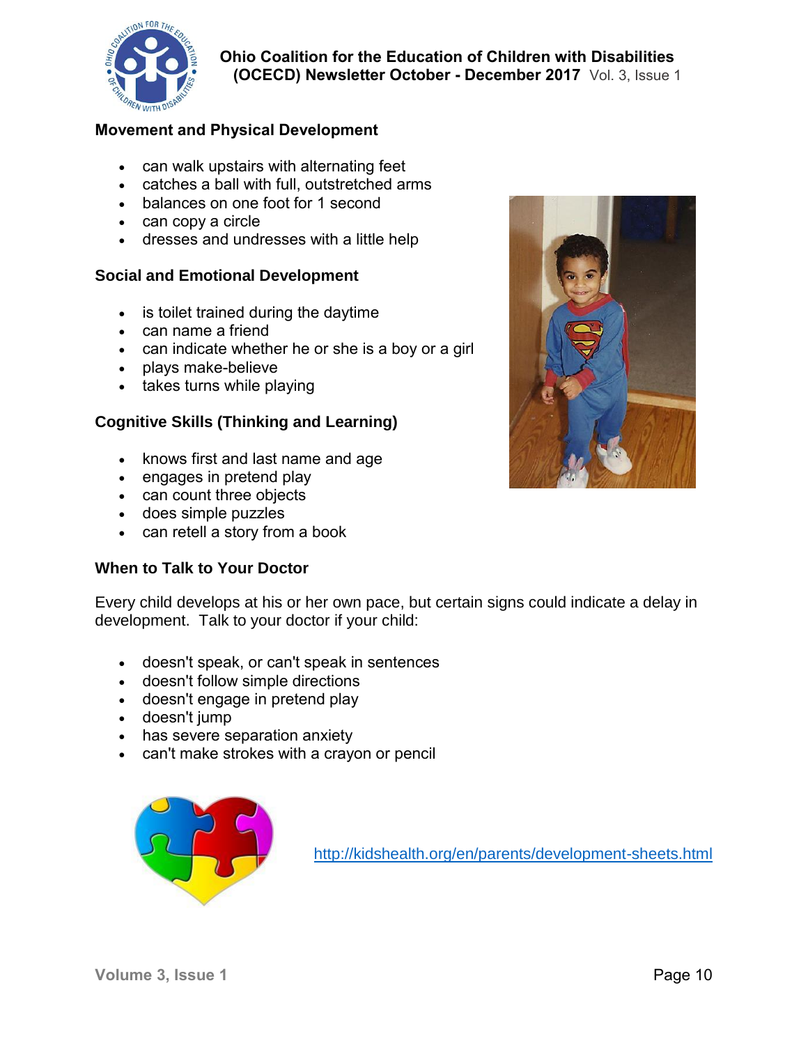## Movement and Physical Development

- can walk upstairs with alternating feet
- catches a ball with full, outstretched arms
- balances on one foot for 1 second
- can copy a circle
- dresses and undresses with a little help

## Social and Emotional Development

- is toilet trained during the daytime
- can name a friend
- can indicate whether he or she is a boy or a girl
- plays make-believe
- takes turns while playing

## Cognitive Skills (Thinking and Learning)

- knows first and last name and age
- engages in pretend play
- can count three objects
- does simple puzzles
- can retell a story from a book

## When to Talk to Your Doctor

Every child develops at his or her own pace, but certain signs could indicate a delay in development. Talk to your doctor if your child:

- doesn't speak, or can't speak in sentences
- doesn't follow simple directions
- doesn't engage in pretend play
- doesn't jump
- has severe separation anxiety
- can't make strokes with a crayon or pencil

http://kidshealth.org/en/parents/development-sheets.html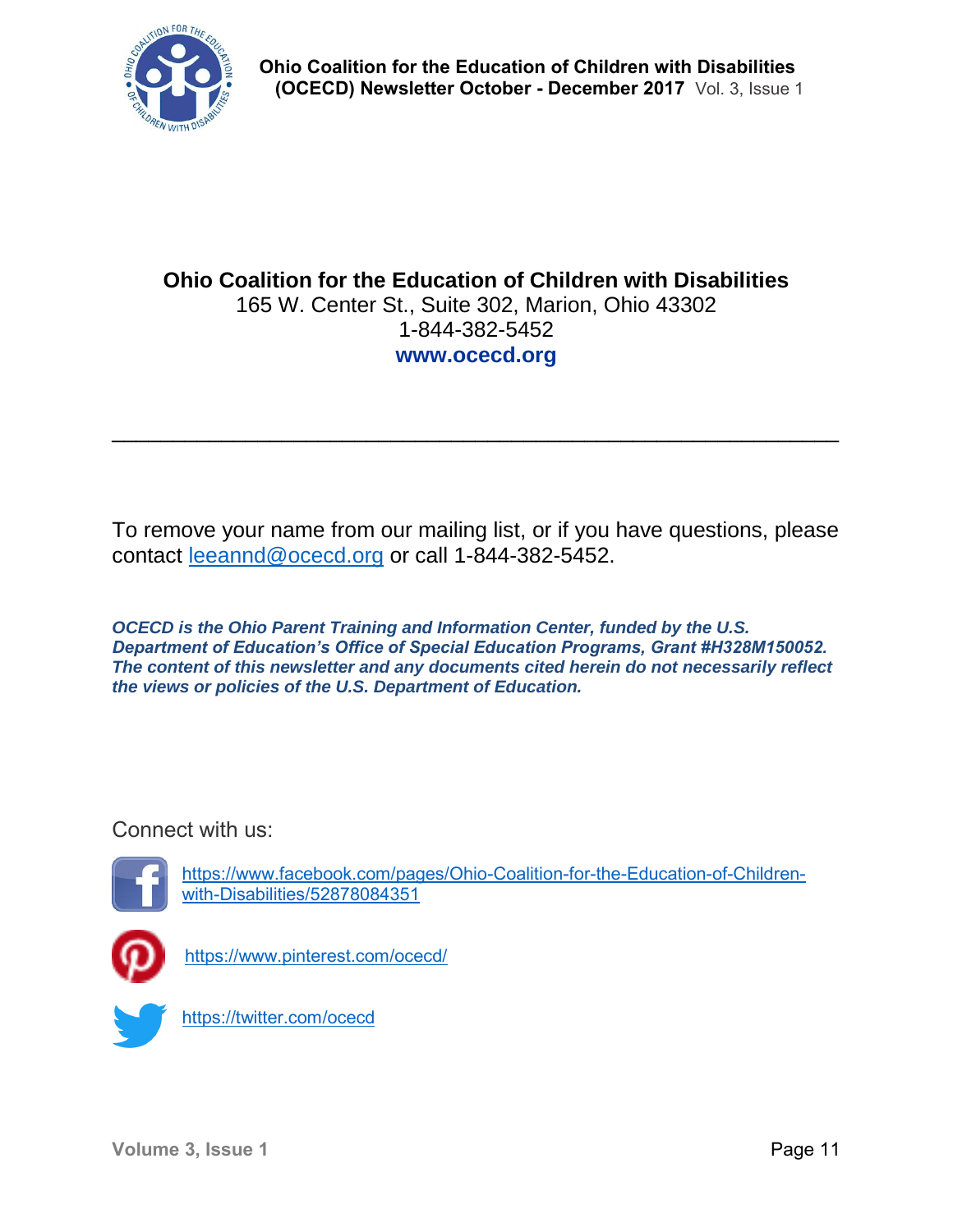**Ohio Coalition for the Education of Children with Disabilities**
165 W. Center St., Suite 302, Marion, Ohio 43302
1-844-382-5452
**www.ocecd.org**

---

To remove your name from our mailing list, or if you have questions, please contact leeannd@ocecd.org or call 1-844-382-5452.

***OCECD is the Ohio Parent Training and Information Center, funded by the U.S. Department of Education's Office of Special Education Programs, Grant #H328M150052. The content of this newsletter and any documents cited herein do not necessarily reflect the views or policies of the U.S. Department of Education.***

Connect with us:

https://www.facebook.com/pages/Ohio-Coalition-for-the-Education-of-Children-with-Disabilities/52878084351

https://www.pinterest.com/ocecd/

https://twitter.com/ocecd